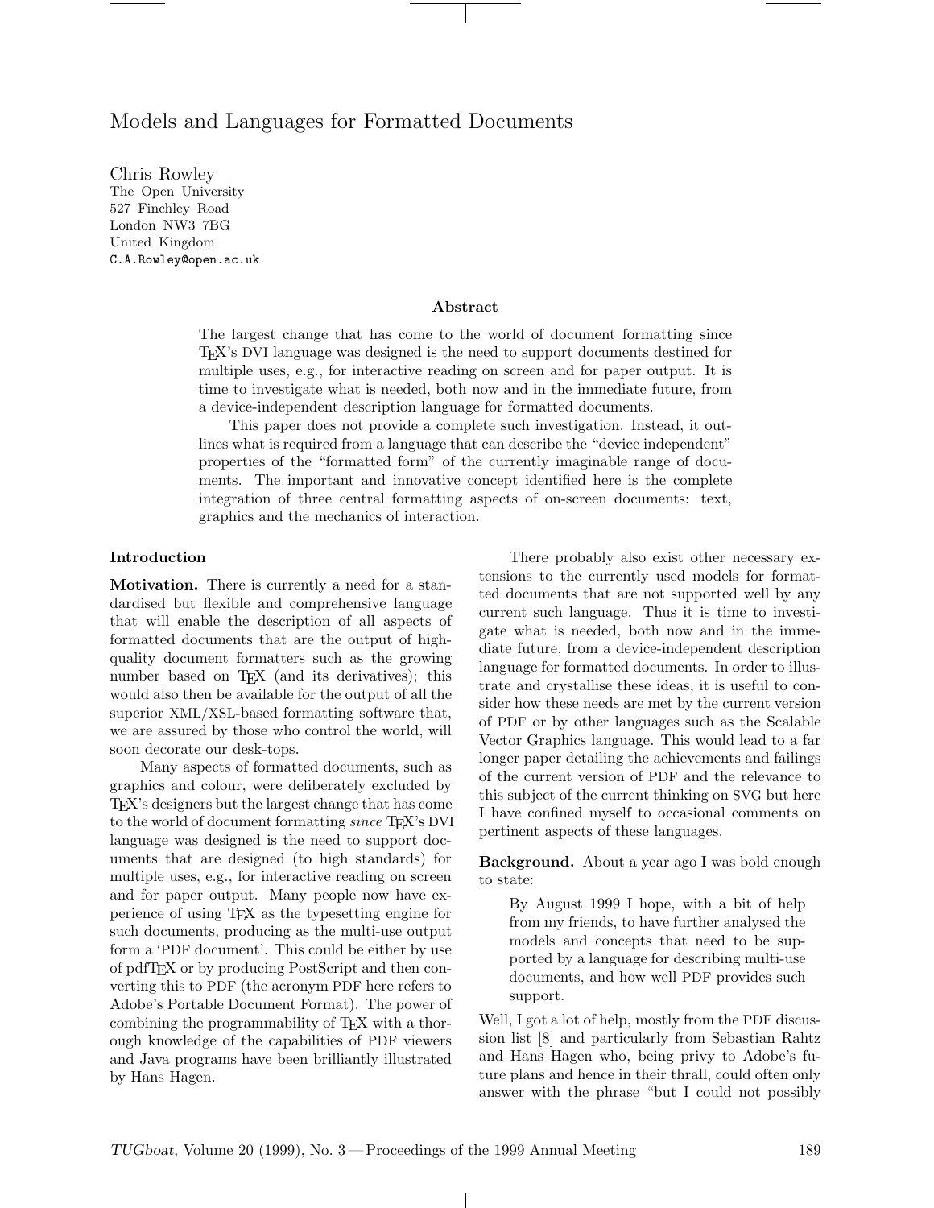# Models and Languages for Formatted Documents

Chris Rowley  
The Open University  
527 Finchley Road  
London NW3 7BG  
United Kingdom  
C.A.Rowley@open.ac.uk

### Abstract

The largest change that has come to the world of document formatting since TeX's DVI language was designed is the need to support documents destined for multiple uses, e.g., for interactive reading on screen and for paper output. It is time to investigate what is needed, both now and in the immediate future, from a device-independent description language for formatted documents.

This paper does not provide a complete such investigation. Instead, it outlines what is required from a language that can describe the "device independent" properties of the "formatted form" of the currently imaginable range of documents. The important and innovative concept identified here is the complete integration of three central formatting aspects of on-screen documents: text, graphics and the mechanics of interaction.

## Introduction

**Motivation.** There is currently a need for a standardised but flexible and comprehensive language that will enable the description of all aspects of formatted documents that are the output of high-quality document formatters such as the growing number based on TeX (and its derivatives); this would also then be available for the output of all the superior XML/XSL-based formatting software that, we are assured by those who control the world, will soon decorate our desk-tops.

Many aspects of formatted documents, such as graphics and colour, were deliberately excluded by TeX's designers but the largest change that has come to the world of document formatting *since* TeX's DVI language was designed is the need to support documents that are designed (to high standards) for multiple uses, e.g., for interactive reading on screen and for paper output. Many people now have experience of using TeX as the typesetting engine for such documents, producing as the multi-use output form a 'PDF document'. This could be either by use of pdfTeX or by producing PostScript and then converting this to PDF (the acronym PDF here refers to Adobe's Portable Document Format). The power of combining the programmability of TeX with a thorough knowledge of the capabilities of PDF viewers and Java programs have been brilliantly illustrated by Hans Hagen.

There probably also exist other necessary extensions to the currently used models for formatted documents that are not supported well by any current such language. Thus it is time to investigate what is needed, both now and in the immediate future, from a device-independent description language for formatted documents. In order to illustrate and crystallise these ideas, it is useful to consider how these needs are met by the current version of PDF or by other languages such as the Scalable Vector Graphics language. This would lead to a far longer paper detailing the achievements and failings of the current version of PDF and the relevance to this subject of the current thinking on SVG but here I have confined myself to occasional comments on pertinent aspects of these languages.

**Background.** About a year ago I was bold enough to state:

> By August 1999 I hope, with a bit of help from my friends, to have further analysed the models and concepts that need to be supported by a language for describing multi-use documents, and how well PDF provides such support.

Well, I got a lot of help, mostly from the PDF discussion list [8] and particularly from Sebastian Rahtz and Hans Hagen who, being privy to Adobe's future plans and hence in their thrall, could often only answer with the phrase "but I could not possibly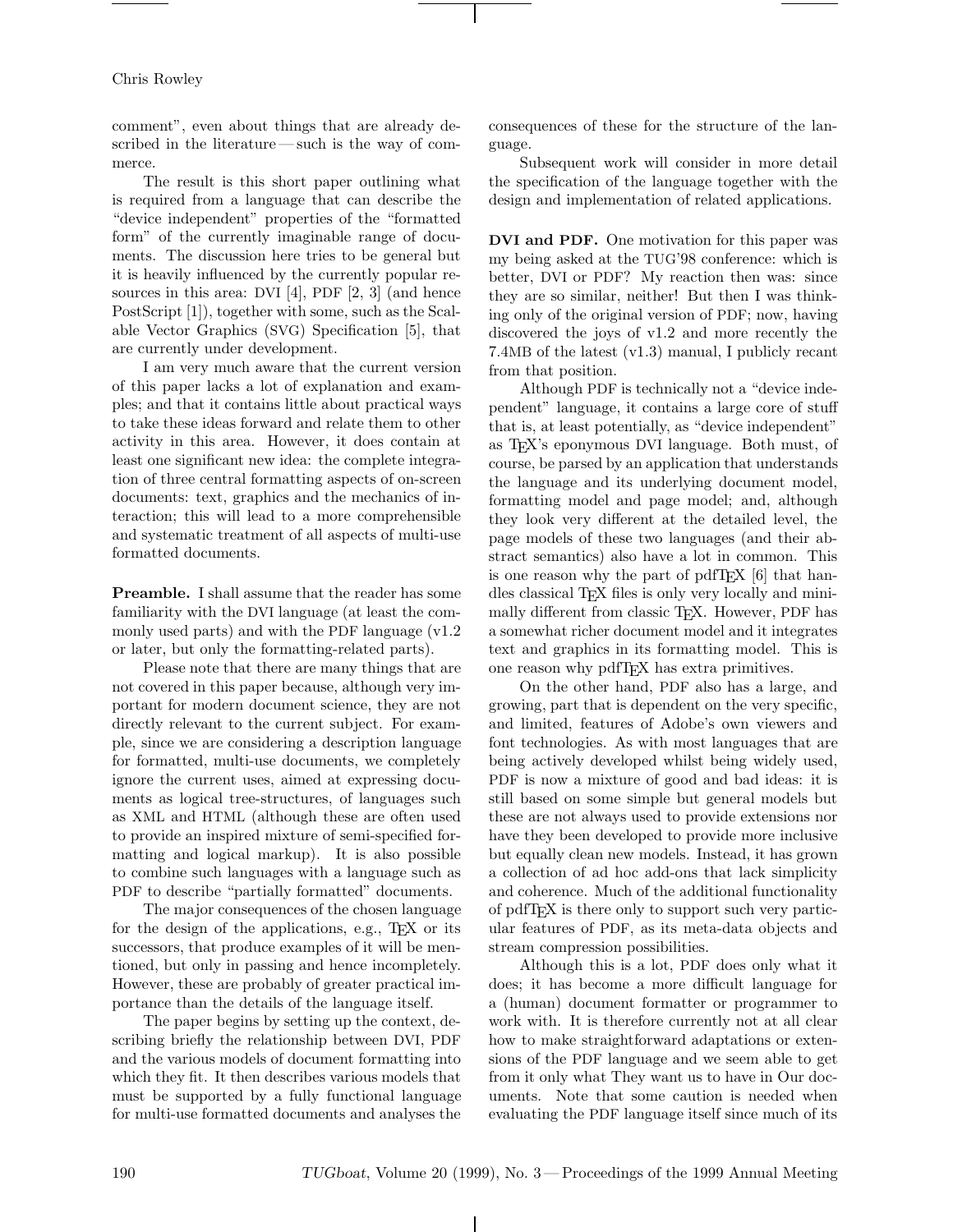comment", even about things that are already described in the literature — such is the way of commerce.

The result is this short paper outlining what is required from a language that can describe the "device independent" properties of the "formatted form" of the currently imaginable range of documents. The discussion here tries to be general but it is heavily influenced by the currently popular resources in this area: DVI [4], PDF [2, 3] (and hence PostScript [1]), together with some, such as the Scalable Vector Graphics (SVG) Specification [5], that are currently under development.

I am very much aware that the current version of this paper lacks a lot of explanation and examples; and that it contains little about practical ways to take these ideas forward and relate them to other activity in this area. However, it does contain at least one significant new idea: the complete integration of three central formatting aspects of on-screen documents: text, graphics and the mechanics of interaction; this will lead to a more comprehensible and systematic treatment of all aspects of multi-use formatted documents.

**Preamble.** I shall assume that the reader has some familiarity with the DVI language (at least the commonly used parts) and with the PDF language (v1.2 or later, but only the formatting-related parts).

Please note that there are many things that are not covered in this paper because, although very important for modern document science, they are not directly relevant to the current subject. For example, since we are considering a description language for formatted, multi-use documents, we completely ignore the current uses, aimed at expressing documents as logical tree-structures, of languages such as XML and HTML (although these are often used to provide an inspired mixture of semi-specified formatting and logical markup). It is also possible to combine such languages with a language such as PDF to describe "partially formatted" documents.

The major consequences of the chosen language for the design of the applications, e.g., TeX or its successors, that produce examples of it will be mentioned, but only in passing and hence incompletely. However, these are probably of greater practical importance than the details of the language itself.

The paper begins by setting up the context, describing briefly the relationship between DVI, PDF and the various models of document formatting into which they fit. It then describes various models that must be supported by a fully functional language for multi-use formatted documents and analyses the consequences of these for the structure of the language.

Subsequent work will consider in more detail the specification of the language together with the design and implementation of related applications.

**DVI and PDF.** One motivation for this paper was my being asked at the TUG'98 conference: which is better, DVI or PDF? My reaction then was: since they are so similar, neither! But then I was thinking only of the original version of PDF; now, having discovered the joys of v1.2 and more recently the 7.4MB of the latest (v1.3) manual, I publicly recant from that position.

Although PDF is technically not a "device independent" language, it contains a large core of stuff that is, at least potentially, as "device independent" as TeX's eponymous DVI language. Both must, of course, be parsed by an application that understands the language and its underlying document model, formatting model and page model; and, although they look very different at the detailed level, the page models of these two languages (and their abstract semantics) also have a lot in common. This is one reason why the part of pdfTeX [6] that handles classical TeX files is only very locally and minimally different from classic TeX. However, PDF has a somewhat richer document model and it integrates text and graphics in its formatting model. This is one reason why pdfTeX has extra primitives.

On the other hand, PDF also has a large, and growing, part that is dependent on the very specific, and limited, features of Adobe's own viewers and font technologies. As with most languages that are being actively developed whilst being widely used, PDF is now a mixture of good and bad ideas: it is still based on some simple but general models but these are not always used to provide extensions nor have they been developed to provide more inclusive but equally clean new models. Instead, it has grown a collection of ad hoc add-ons that lack simplicity and coherence. Much of the additional functionality of pdfTeX is there only to support such very particular features of PDF, as its meta-data objects and stream compression possibilities.

Although this is a lot, PDF does only what it does; it has become a more difficult language for a (human) document formatter or programmer to work with. It is therefore currently not at all clear how to make straightforward adaptations or extensions of the PDF language and we seem able to get from it only what They want us to have in Our documents. Note that some caution is needed when evaluating the PDF language itself since much of its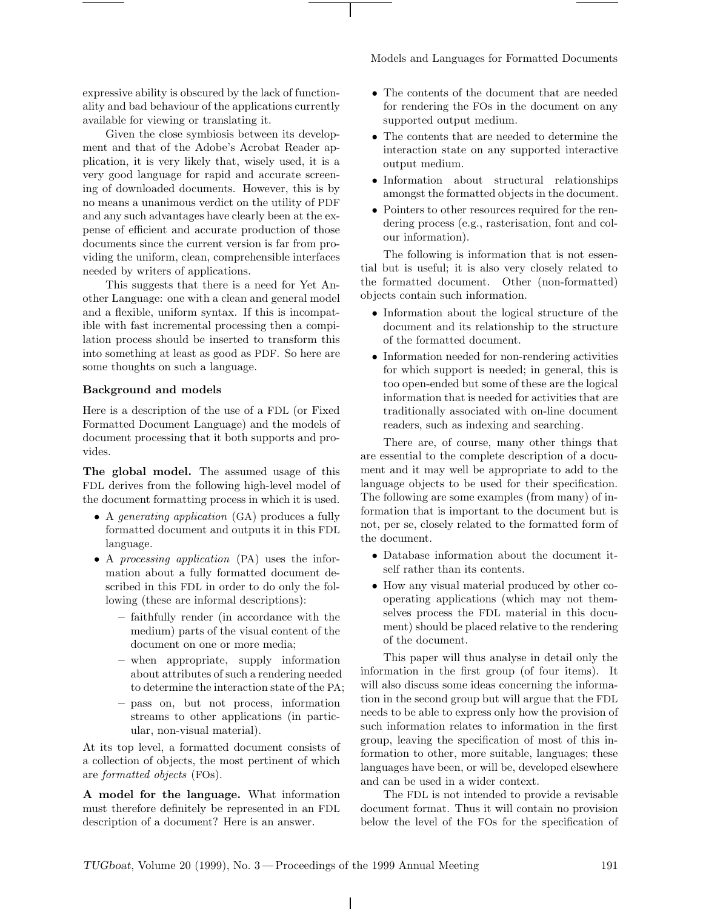expressive ability is obscured by the lack of functionality and bad behaviour of the applications currently available for viewing or translating it.

Given the close symbiosis between its development and that of the Adobe's Acrobat Reader application, it is very likely that, wisely used, it is a very good language for rapid and accurate screening of downloaded documents. However, this is by no means a unanimous verdict on the utility of PDF and any such advantages have clearly been at the expense of efficient and accurate production of those documents since the current version is far from providing the uniform, clean, comprehensible interfaces needed by writers of applications.

This suggests that there is a need for Yet Another Language: one with a clean and general model and a flexible, uniform syntax. If this is incompatible with fast incremental processing then a compilation process should be inserted to transform this into something at least as good as PDF. So here are some thoughts on such a language.

### Background and models

Here is a description of the use of a FDL (or Fixed Formatted Document Language) and the models of document processing that it both supports and provides.

**The global model.** The assumed usage of this FDL derives from the following high-level model of the document formatting process in which it is used.

- A *generating application* (GA) produces a fully formatted document and outputs it in this FDL language.
- A *processing application* (PA) uses the information about a fully formatted document described in this FDL in order to do only the following (these are informal descriptions):
  - faithfully render (in accordance with the medium) parts of the visual content of the document on one or more media;
  - when appropriate, supply information about attributes of such a rendering needed to determine the interaction state of the PA;
  - pass on, but not process, information streams to other applications (in particular, non-visual material).

At its top level, a formatted document consists of a collection of objects, the most pertinent of which are *formatted objects* (FOs).

**A model for the language.** What information must therefore definitely be represented in an FDL description of a document? Here is an answer.

- The contents of the document that are needed for rendering the FOs in the document on any supported output medium.
- The contents that are needed to determine the interaction state on any supported interactive output medium.
- Information about structural relationships amongst the formatted objects in the document.
- Pointers to other resources required for the rendering process (e.g., rasterisation, font and colour information).

The following is information that is not essential but is useful; it is also very closely related to the formatted document. Other (non-formatted) objects contain such information.

- Information about the logical structure of the document and its relationship to the structure of the formatted document.
- Information needed for non-rendering activities for which support is needed; in general, this is too open-ended but some of these are the logical information that is needed for activities that are traditionally associated with on-line document readers, such as indexing and searching.

There are, of course, many other things that are essential to the complete description of a document and it may well be appropriate to add to the language objects to be used for their specification. The following are some examples (from many) of information that is important to the document but is not, per se, closely related to the formatted form of the document.

- Database information about the document itself rather than its contents.
- How any visual material produced by other cooperating applications (which may not themselves process the FDL material in this document) should be placed relative to the rendering of the document.

This paper will thus analyse in detail only the information in the first group (of four items). It will also discuss some ideas concerning the information in the second group but will argue that the FDL needs to be able to express only how the provision of such information relates to information in the first group, leaving the specification of most of this information to other, more suitable, languages; these languages have been, or will be, developed elsewhere and can be used in a wider context.

The FDL is not intended to provide a revisable document format. Thus it will contain no provision below the level of the FOs for the specification of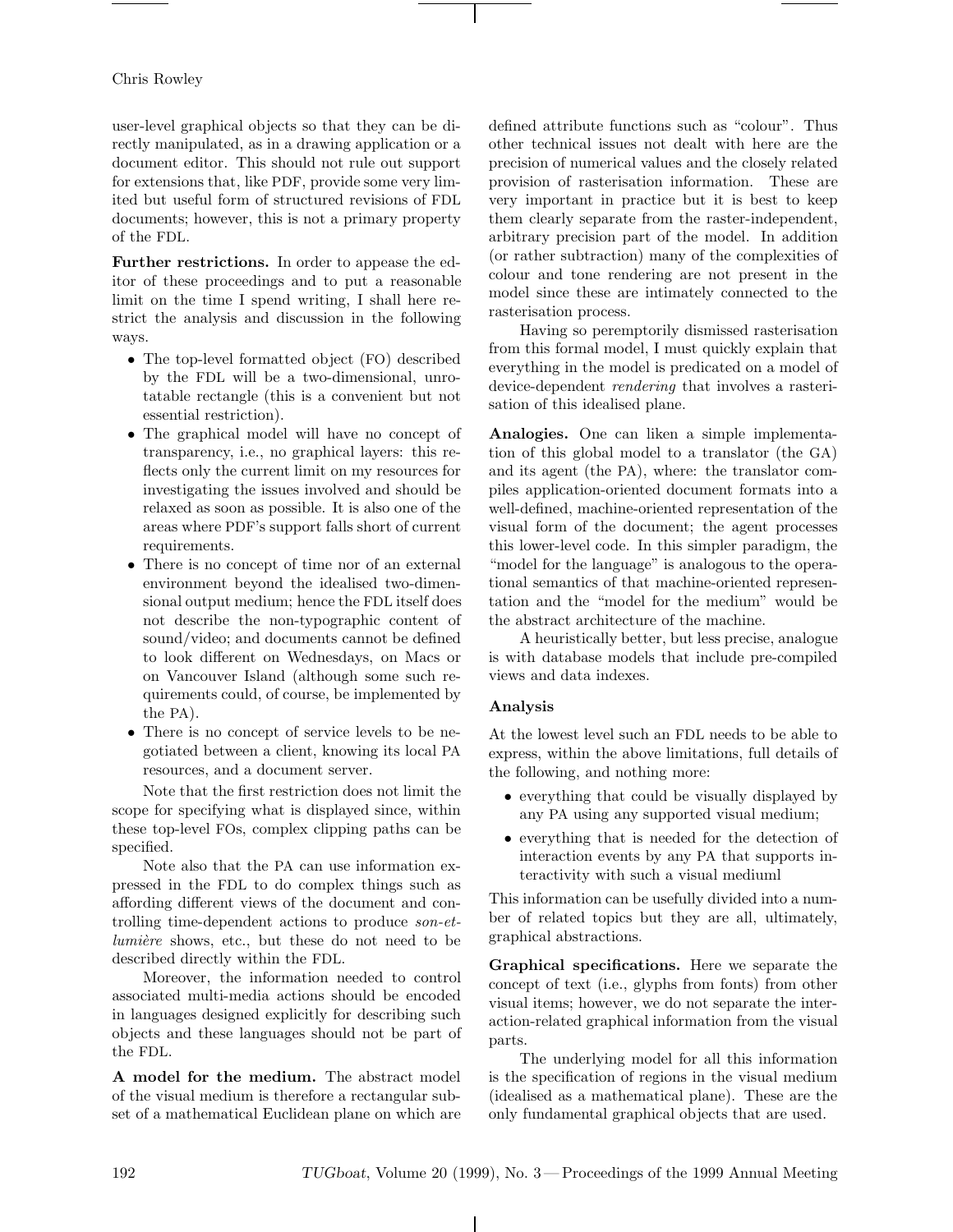user-level graphical objects so that they can be directly manipulated, as in a drawing application or a document editor. This should not rule out support for extensions that, like PDF, provide some very limited but useful form of structured revisions of FDL documents; however, this is not a primary property of the FDL.

**Further restrictions.** In order to appease the editor of these proceedings and to put a reasonable limit on the time I spend writing, I shall here restrict the analysis and discussion in the following ways.

- The top-level formatted object (FO) described by the FDL will be a two-dimensional, unrotatable rectangle (this is a convenient but not essential restriction).
- The graphical model will have no concept of transparency, i.e., no graphical layers: this reflects only the current limit on my resources for investigating the issues involved and should be relaxed as soon as possible. It is also one of the areas where PDF's support falls short of current requirements.
- There is no concept of time nor of an external environment beyond the idealised two-dimensional output medium; hence the FDL itself does not describe the non-typographic content of sound/video; and documents cannot be defined to look different on Wednesdays, on Macs or on Vancouver Island (although some such requirements could, of course, be implemented by the PA).
- There is no concept of service levels to be negotiated between a client, knowing its local PA resources, and a document server.

Note that the first restriction does not limit the scope for specifying what is displayed since, within these top-level FOs, complex clipping paths can be specified.

Note also that the PA can use information expressed in the FDL to do complex things such as affording different views of the document and controlling time-dependent actions to produce *son-et-lumière* shows, etc., but these do not need to be described directly within the FDL.

Moreover, the information needed to control associated multi-media actions should be encoded in languages designed explicitly for describing such objects and these languages should not be part of the FDL.

**A model for the medium.** The abstract model of the visual medium is therefore a rectangular subset of a mathematical Euclidean plane on which are defined attribute functions such as "colour". Thus other technical issues not dealt with here are the precision of numerical values and the closely related provision of rasterisation information. These are very important in practice but it is best to keep them clearly separate from the raster-independent, arbitrary precision part of the model. In addition (or rather subtraction) many of the complexities of colour and tone rendering are not present in the model since these are intimately connected to the rasterisation process.

Having so peremptorily dismissed rasterisation from this formal model, I must quickly explain that everything in the model is predicated on a model of device-dependent *rendering* that involves a rasterisation of this idealised plane.

**Analogies.** One can liken a simple implementation of this global model to a translator (the GA) and its agent (the PA), where: the translator compiles application-oriented document formats into a well-defined, machine-oriented representation of the visual form of the document; the agent processes this lower-level code. In this simpler paradigm, the "model for the language" is analogous to the operational semantics of that machine-oriented representation and the "model for the medium" would be the abstract architecture of the machine.

A heuristically better, but less precise, analogue is with database models that include pre-compiled views and data indexes.

### Analysis

At the lowest level such an FDL needs to be able to express, within the above limitations, full details of the following, and nothing more:

- everything that could be visually displayed by any PA using any supported visual medium;
- everything that is needed for the detection of interaction events by any PA that supports interactivity with such a visual mediuml

This information can be usefully divided into a number of related topics but they are all, ultimately, graphical abstractions.

**Graphical specifications.** Here we separate the concept of text (i.e., glyphs from fonts) from other visual items; however, we do not separate the interaction-related graphical information from the visual parts.

The underlying model for all this information is the specification of regions in the visual medium (idealised as a mathematical plane). These are the only fundamental graphical objects that are used.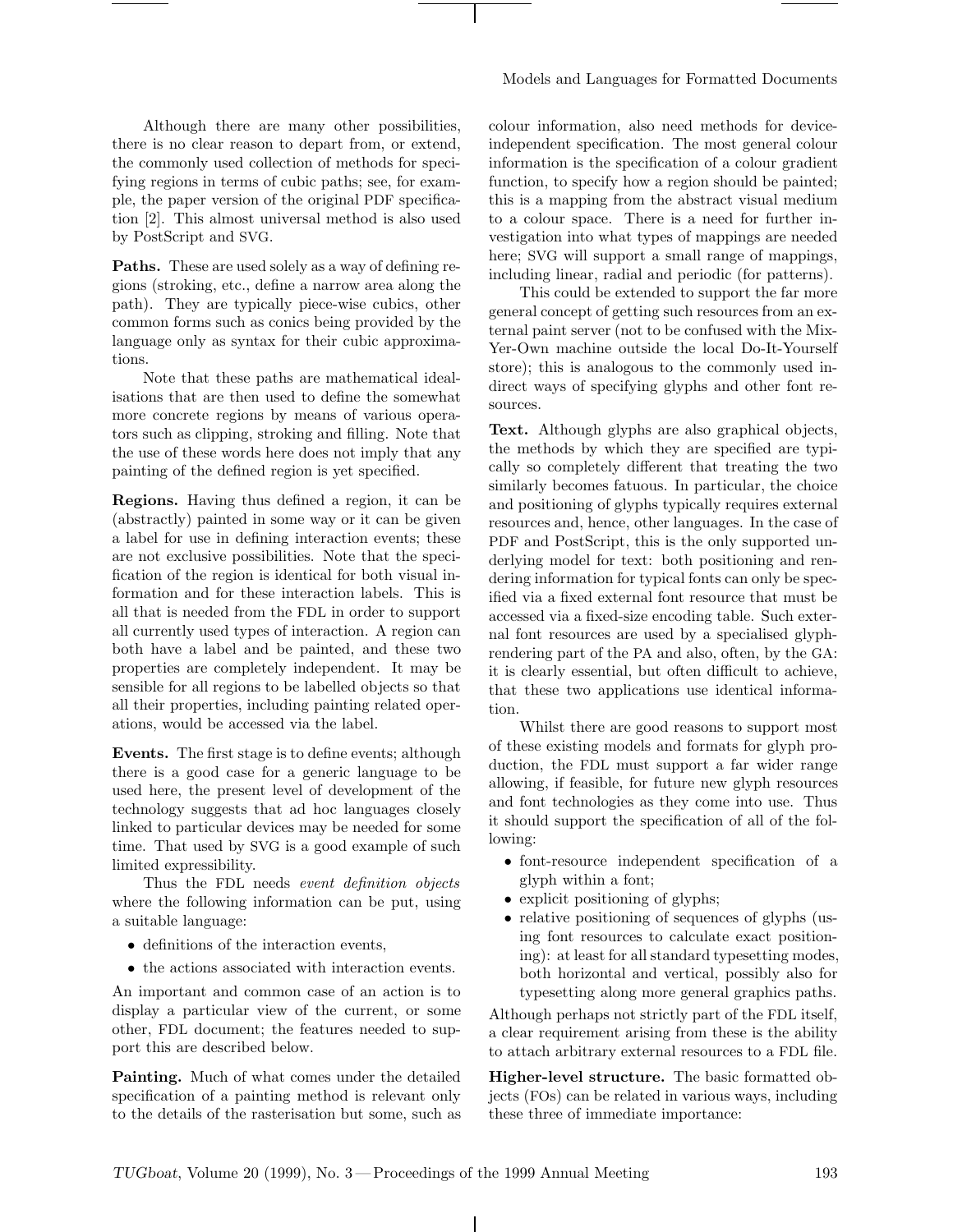Although there are many other possibilities, there is no clear reason to depart from, or extend, the commonly used collection of methods for specifying regions in terms of cubic paths; see, for example, the paper version of the original PDF specification [2]. This almost universal method is also used by PostScript and SVG.

**Paths.** These are used solely as a way of defining regions (stroking, etc., define a narrow area along the path). They are typically piece-wise cubics, other common forms such as conics being provided by the language only as syntax for their cubic approximations.

Note that these paths are mathematical idealisations that are then used to define the somewhat more concrete regions by means of various operators such as clipping, stroking and filling. Note that the use of these words here does not imply that any painting of the defined region is yet specified.

**Regions.** Having thus defined a region, it can be (abstractly) painted in some way or it can be given a label for use in defining interaction events; these are not exclusive possibilities. Note that the specification of the region is identical for both visual information and for these interaction labels. This is all that is needed from the FDL in order to support all currently used types of interaction. A region can both have a label and be painted, and these two properties are completely independent. It may be sensible for all regions to be labelled objects so that all their properties, including painting related operations, would be accessed via the label.

**Events.** The first stage is to define events; although there is a good case for a generic language to be used here, the present level of development of the technology suggests that ad hoc languages closely linked to particular devices may be needed for some time. That used by SVG is a good example of such limited expressibility.

Thus the FDL needs *event definition objects* where the following information can be put, using a suitable language:

- definitions of the interaction events,
- the actions associated with interaction events.

An important and common case of an action is to display a particular view of the current, or some other, FDL document; the features needed to support this are described below.

**Painting.** Much of what comes under the detailed specification of a painting method is relevant only to the details of the rasterisation but some, such as colour information, also need methods for device-independent specification. The most general colour information is the specification of a colour gradient function, to specify how a region should be painted; this is a mapping from the abstract visual medium to a colour space. There is a need for further investigation into what types of mappings are needed here; SVG will support a small range of mappings, including linear, radial and periodic (for patterns).

This could be extended to support the far more general concept of getting such resources from an external paint server (not to be confused with the Mix-Yer-Own machine outside the local Do-It-Yourself store); this is analogous to the commonly used indirect ways of specifying glyphs and other font resources.

**Text.** Although glyphs are also graphical objects, the methods by which they are specified are typically so completely different that treating the two similarly becomes fatuous. In particular, the choice and positioning of glyphs typically requires external resources and, hence, other languages. In the case of PDF and PostScript, this is the only supported underlying model for text: both positioning and rendering information for typical fonts can only be specified via a fixed external font resource that must be accessed via a fixed-size encoding table. Such external font resources are used by a specialised glyph-rendering part of the PA and also, often, by the GA: it is clearly essential, but often difficult to achieve, that these two applications use identical information.

Whilst there are good reasons to support most of these existing models and formats for glyph production, the FDL must support a far wider range allowing, if feasible, for future new glyph resources and font technologies as they come into use. Thus it should support the specification of all of the following:

- font-resource independent specification of a glyph within a font;
- explicit positioning of glyphs;
- relative positioning of sequences of glyphs (using font resources to calculate exact positioning): at least for all standard typesetting modes, both horizontal and vertical, possibly also for typesetting along more general graphics paths.

Although perhaps not strictly part of the FDL itself, a clear requirement arising from these is the ability to attach arbitrary external resources to a FDL file.

**Higher-level structure.** The basic formatted objects (FOs) can be related in various ways, including these three of immediate importance: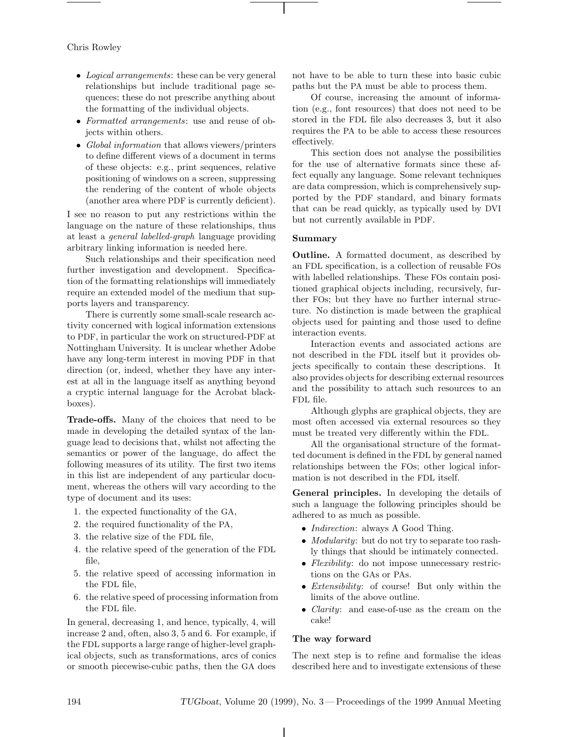- *Logical arrangements*: these can be very general relationships but include traditional page sequences; these do not prescribe anything about the formatting of the individual objects.
- *Formatted arrangements*: use and reuse of objects within others.
- *Global information* that allows viewers/printers to define different views of a document in terms of these objects: e.g., print sequences, relative positioning of windows on a screen, suppressing the rendering of the content of whole objects (another area where PDF is currently deficient).

I see no reason to put any restrictions within the language on the nature of these relationships, thus at least a *general labelled-graph* language providing arbitrary linking information is needed here.

Such relationships and their specification need further investigation and development. Specification of the formatting relationships will immediately require an extended model of the medium that supports layers and transparency.

There is currently some small-scale research activity concerned with logical information extensions to PDF, in particular the work on structured-PDF at Nottingham University. It is unclear whether Adobe have any long-term interest in moving PDF in that direction (or, indeed, whether they have any interest at all in the language itself as anything beyond a cryptic internal language for the Acrobat black-boxes).

**Trade-offs.** Many of the choices that need to be made in developing the detailed syntax of the language lead to decisions that, whilst not affecting the semantics or power of the language, do affect the following measures of its utility. The first two items in this list are independent of any particular document, whereas the others will vary according to the type of document and its uses:

1. the expected functionality of the GA,
2. the required functionality of the PA,
3. the relative size of the FDL file,
4. the relative speed of the generation of the FDL file,
5. the relative speed of accessing information in the FDL file,
6. the relative speed of processing information from the FDL file.

In general, decreasing 1, and hence, typically, 4, will increase 2 and, often, also 3, 5 and 6. For example, if the FDL supports a large range of higher-level graphical objects, such as transformations, arcs of conics or smooth piecewise-cubic paths, then the GA does not have to be able to turn these into basic cubic paths but the PA must be able to process them.

Of course, increasing the amount of information (e.g., font resources) that does not need to be stored in the FDL file also decreases 3, but it also requires the PA to be able to access these resources effectively.

This section does not analyse the possibilities for the use of alternative formats since these affect equally any language. Some relevant techniques are data compression, which is comprehensively supported by the PDF standard, and binary formats that can be read quickly, as typically used by DVI but not currently available in PDF.

### Summary

**Outline.** A formatted document, as described by an FDL specification, is a collection of reusable FOs with labelled relationships. These FOs contain positioned graphical objects including, recursively, further FOs; but they have no further internal structure. No distinction is made between the graphical objects used for painting and those used to define interaction events.

Interaction events and associated actions are not described in the FDL itself but it provides objects specifically to contain these descriptions. It also provides objects for describing external resources and the possibility to attach such resources to an FDL file.

Although glyphs are graphical objects, they are most often accessed via external resources so they must be treated very differently within the FDL.

All the organisational structure of the formatted document is defined in the FDL by general named relationships between the FOs; other logical information is not described in the FDL itself.

**General principles.** In developing the details of such a language the following principles should be adhered to as much as possible.

- *Indirection*: always A Good Thing.
- *Modularity*: but do not try to separate too rashly things that should be intimately connected.
- *Flexibility*: do not impose unnecessary restrictions on the GAs or PAs.
- *Extensibility*: of course! But only within the limits of the above outline.
- *Clarity*: and ease-of-use as the cream on the cake!

### The way forward

The next step is to refine and formalise the ideas described here and to investigate extensions of these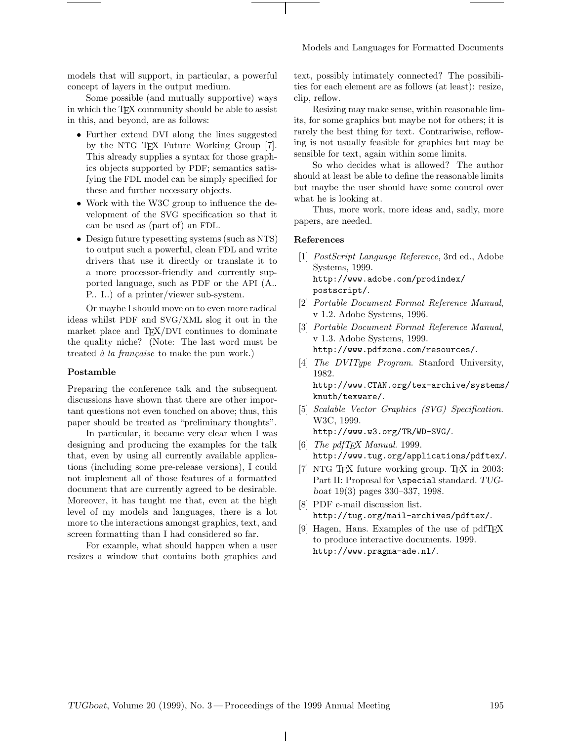models that will support, in particular, a powerful concept of layers in the output medium.

Some possible (and mutually supportive) ways in which the TeX community should be able to assist in this, and beyond, are as follows:

- Further extend DVI along the lines suggested by the NTG TeX Future Working Group [7]. This already supplies a syntax for those graphics objects supported by PDF; semantics satisfying the FDL model can be simply specified for these and further necessary objects.
- Work with the W3C group to influence the development of the SVG specification so that it can be used as (part of) an FDL.
- Design future typesetting systems (such as NTS) to output such a powerful, clean FDL and write drivers that use it directly or translate it to a more processor-friendly and currently supported language, such as PDF or the API (A.. P.. I..) of a printer/viewer sub-system.

Or maybe I should move on to even more radical ideas whilst PDF and SVG/XML slog it out in the market place and TeX/DVI continues to dominate the quality niche? (Note: The last word must be treated *à la française* to make the pun work.)

### Postamble

Preparing the conference talk and the subsequent discussions have shown that there are other important questions not even touched on above; thus, this paper should be treated as "preliminary thoughts".

In particular, it became very clear when I was designing and producing the examples for the talk that, even by using all currently available applications (including some pre-release versions), I could not implement all of those features of a formatted document that are currently agreed to be desirable. Moreover, it has taught me that, even at the high level of my models and languages, there is a lot more to the interactions amongst graphics, text, and screen formatting than I had considered so far.

For example, what should happen when a user resizes a window that contains both graphics and text, possibly intimately connected? The possibilities for each element are as follows (at least): resize, clip, reflow.

Resizing may make sense, within reasonable limits, for some graphics but maybe not for others; it is rarely the best thing for text. Contrariwise, reflowing is not usually feasible for graphics but may be sensible for text, again within some limits.

So who decides what is allowed? The author should at least be able to define the reasonable limits but maybe the user should have some control over what he is looking at.

Thus, more work, more ideas and, sadly, more papers, are needed.

### References

[1] *PostScript Language Reference*, 3rd ed., Adobe Systems, 1999. `http://www.adobe.com/prodindex/postscript/`.

[2] *Portable Document Format Reference Manual*, v 1.2. Adobe Systems, 1996.

[3] *Portable Document Format Reference Manual*, v 1.3. Adobe Systems, 1999. `http://www.pdfzone.com/resources/`.

[4] *The DVIType Program*. Stanford University, 1982. `http://www.CTAN.org/tex-archive/systems/knuth/texware/`.

[5] *Scalable Vector Graphics (SVG) Specification*. W3C, 1999. `http://www.w3.org/TR/WD-SVG/`.

[6] *The pdfTeX Manual*. 1999. `http://www.tug.org/applications/pdftex/`.

[7] NTG TeX future working group. TeX in 2003: Part II: Proposal for `\special` standard. *TUGboat* 19(3) pages 330–337, 1998.

[8] PDF e-mail discussion list. `http://tug.org/mail-archives/pdftex/`.

[9] Hagen, Hans. Examples of the use of pdfTeX to produce interactive documents. 1999. `http://www.pragma-ade.nl/`.